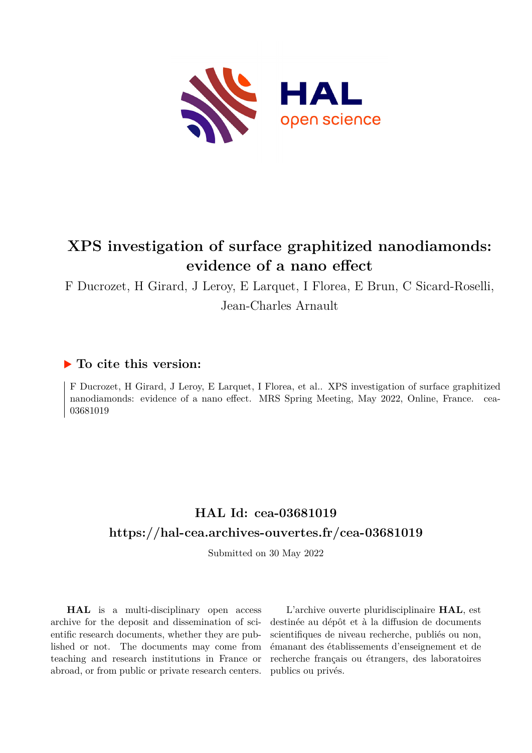# XPS investigation of surface graphitized nanodiamonds: evidence of a nano effect

F Ducrozet, H Girard, J Leroy, E Larquet, I Florea, E Brun, C Sicard-Roselli, Jean-Charles Arnault

## ▶ To cite this version:

F Ducrozet, H Girard, J Leroy, E Larquet, I Florea, et al.. XPS investigation of surface graphitized nanodiamonds: evidence of a nano effect. MRS Spring Meeting, May 2022, Online, France. cea-03681019

## HAL Id: cea-03681019

## https://hal-cea.archives-ouvertes.fr/cea-03681019

Submitted on 30 May 2022

**HAL** is a multi-disciplinary open access archive for the deposit and dissemination of scientific research documents, whether they are published or not. The documents may come from teaching and research institutions in France or abroad, or from public or private research centers.

L'archive ouverte pluridisciplinaire **HAL**, est destinée au dépôt et à la diffusion de documents scientifiques de niveau recherche, publiés ou non, émanant des établissements d'enseignement et de recherche français ou étrangers, des laboratoires publics ou privés.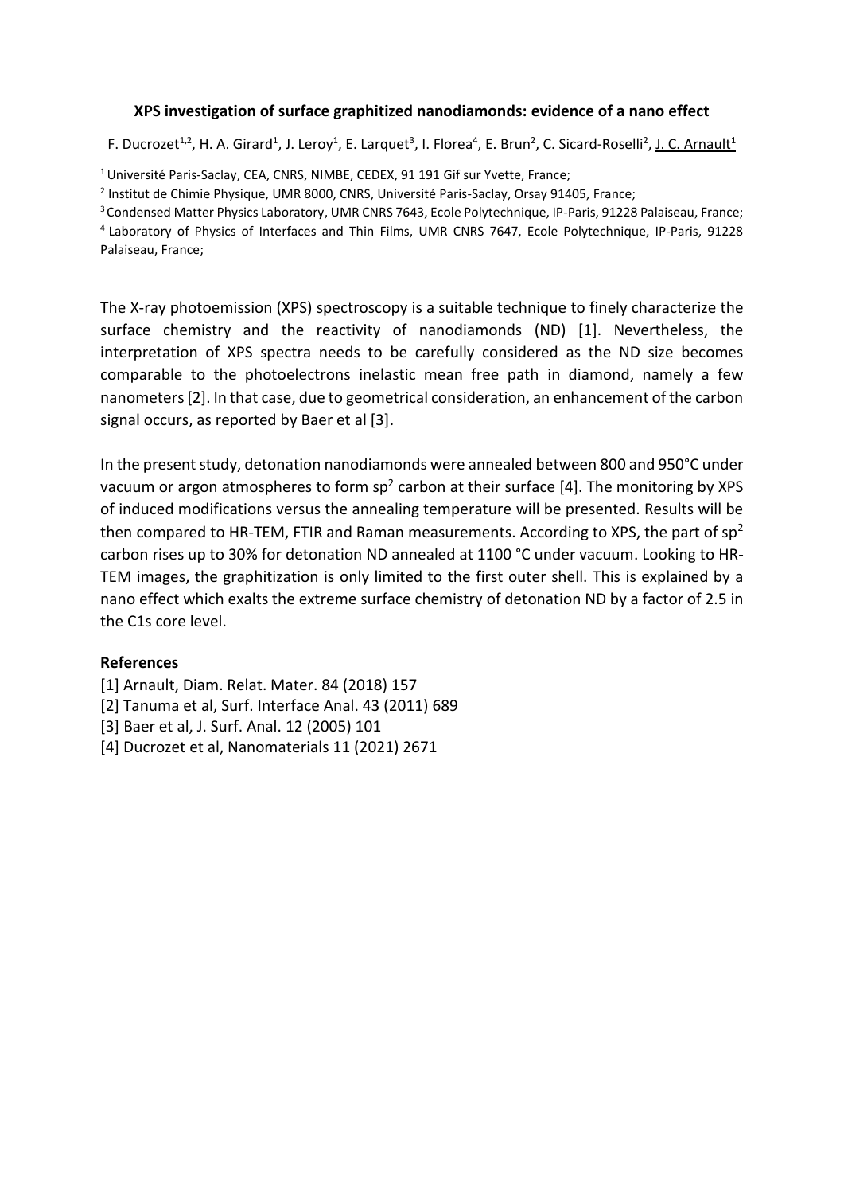**XPS investigation of surface graphitized nanodiamonds: evidence of a nano effect**

F. Ducrozet[1,2], H. A. Girard[1], J. Leroy[1], E. Larquet[3], I. Florea[4], E. Brun[2], C. Sicard-Roselli[2], J. C. Arnault[1]

[1] Université Paris-Saclay, CEA, CNRS, NIMBE, CEDEX, 91 191 Gif sur Yvette, France;

[2] Institut de Chimie Physique, UMR 8000, CNRS, Université Paris-Saclay, Orsay 91405, France;

[3] Condensed Matter Physics Laboratory, UMR CNRS 7643, Ecole Polytechnique, IP-Paris, 91228 Palaiseau, France;

[4] Laboratory of Physics of Interfaces and Thin Films, UMR CNRS 7647, Ecole Polytechnique, IP-Paris, 91228 Palaiseau, France;

The X-ray photoemission (XPS) spectroscopy is a suitable technique to finely characterize the surface chemistry and the reactivity of nanodiamonds (ND) [1]. Nevertheless, the interpretation of XPS spectra needs to be carefully considered as the ND size becomes comparable to the photoelectrons inelastic mean free path in diamond, namely a few nanometers [2]. In that case, due to geometrical consideration, an enhancement of the carbon signal occurs, as reported by Baer et al [3].

In the present study, detonation nanodiamonds were annealed between 800 and 950°C under vacuum or argon atmospheres to form $sp^2$ carbon at their surface [4]. The monitoring by XPS of induced modifications versus the annealing temperature will be presented. Results will be then compared to HR-TEM, FTIR and Raman measurements. According to XPS, the part of $sp^2$ carbon rises up to 30% for detonation ND annealed at 1100 °C under vacuum. Looking to HR-TEM images, the graphitization is only limited to the first outer shell. This is explained by a nano effect which exalts the extreme surface chemistry of detonation ND by a factor of 2.5 in the C1s core level.

**References**

[1] Arnault, Diam. Relat. Mater. 84 (2018) 157
[2] Tanuma et al, Surf. Interface Anal. 43 (2011) 689
[3] Baer et al, J. Surf. Anal. 12 (2005) 101
[4] Ducrozet et al, Nanomaterials 11 (2021) 2671